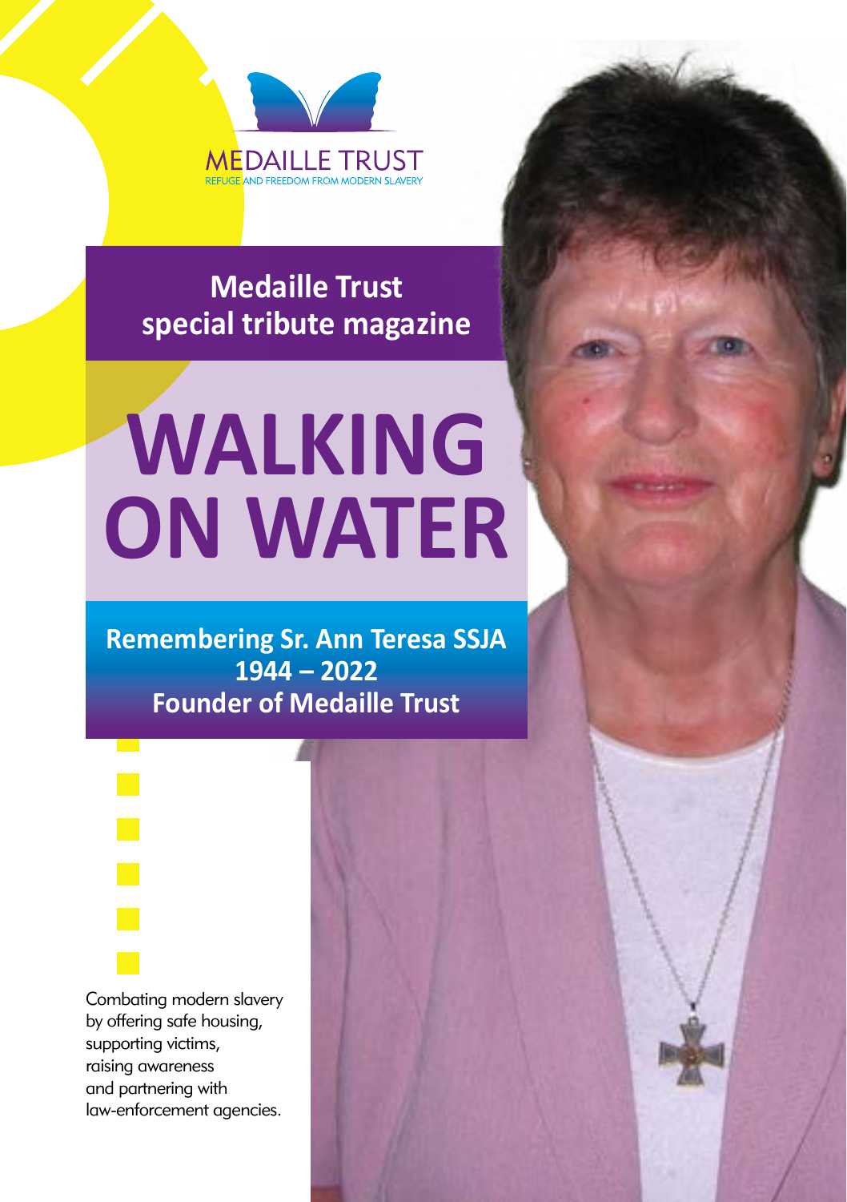MEDAILLE TRUST

REFUGE AND FREEDOM FROM MODERN SLAVERY

**Medaille Trust special tribute magazine**

# WALKING ON WATER

**Remembering Sr. Ann Teresa SSJA**
**1944 – 2022**
**Founder of Medaille Trust**

Combating modern slavery by offering safe housing, supporting victims, raising awareness and partnering with law-enforcement agencies.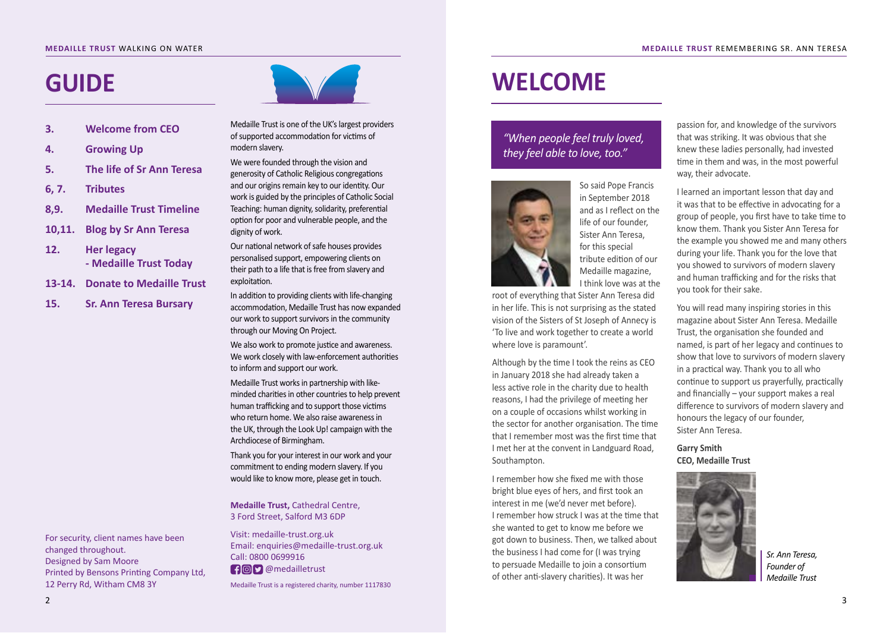# GUIDE

- **3.** **Welcome from CEO**
- **4.** **Growing Up**
- **5.** **The life of Sr Ann Teresa**
- **6, 7.** **Tributes**
- **8,9.** **Medaille Trust Timeline**
- **10,11.** **Blog by Sr Ann Teresa**
- **12.** **Her legacy - Medaille Trust Today**
- **13-14.** **Donate to Medaille Trust**
- **15.** **Sr. Ann Teresa Bursary**

For security, client names have been changed throughout.
Designed by Sam Moore
Printed by Bensons Printing Company Ltd, 12 Perry Rd, Witham CM8 3Y

Medaille Trust is one of the UK's largest providers of supported accommodation for victims of modern slavery.

We were founded through the vision and generosity of Catholic Religious congregations and our origins remain key to our identity. Our work is guided by the principles of Catholic Social Teaching: human dignity, solidarity, preferential option for poor and vulnerable people, and the dignity of work.

Our national network of safe houses provides personalised support, empowering clients on their path to a life that is free from slavery and exploitation.

In addition to providing clients with life-changing accommodation, Medaille Trust has now expanded our work to support survivors in the community through our Moving On Project.

We also work to promote justice and awareness. We work closely with law-enforcement authorities to inform and support our work.

Medaille Trust works in partnership with like-minded charities in other countries to help prevent human trafficking and to support those victims who return home. We also raise awareness in the UK, through the Look Up! campaign with the Archdiocese of Birmingham.

Thank you for your interest in our work and your commitment to ending modern slavery. If you would like to know more, please get in touch.

**Medaille Trust,** Cathedral Centre, 3 Ford Street, Salford M3 6DP

Visit: medaille-trust.org.uk
Email: enquiries@medaille-trust.org.uk
Call: 0800 0699916
@medailletrust

Medaille Trust is a registered charity, number 1117830

# WELCOME

*"When people feel truly loved, they feel able to love, too."*

So said Pope Francis in September 2018 and as I reflect on the life of our founder, Sister Ann Teresa, for this special tribute edition of our Medaille magazine, I think love was at the root of everything that Sister Ann Teresa did in her life. This is not surprising as the stated vision of the Sisters of St Joseph of Annecy is 'To live and work together to create a world where love is paramount'.

Although by the time I took the reins as CEO in January 2018 she had already taken a less active role in the charity due to health reasons, I had the privilege of meeting her on a couple of occasions whilst working in the sector for another organisation. The time that I remember most was the first time that I met her at the convent in Landguard Road, Southampton.

I remember how she fixed me with those bright blue eyes of hers, and first took an interest in me (we'd never met before). I remember how struck I was at the time that she wanted to get to know me before we got down to business. Then, we talked about the business I had come for (I was trying to persuade Medaille to join a consortium of other anti-slavery charities). It was her passion for, and knowledge of the survivors that was striking. It was obvious that she knew these ladies personally, had invested time in them and was, in the most powerful way, their advocate.

I learned an important lesson that day and it was that to be effective in advocating for a group of people, you first have to take time to know them. Thank you Sister Ann Teresa for the example you showed me and many others during your life. Thank you for the love that you showed to survivors of modern slavery and human trafficking and for the risks that you took for their sake.

You will read many inspiring stories in this magazine about Sister Ann Teresa. Medaille Trust, the organisation she founded and named, is part of her legacy and continues to show that love to survivors of modern slavery in a practical way. Thank you to all who continue to support us prayerfully, practically and financially – your support makes a real difference to survivors of modern slavery and honours the legacy of our founder, Sister Ann Teresa.

**Garry Smith**
**CEO, Medaille Trust**

*Sr. Ann Teresa, Founder of Medaille Trust*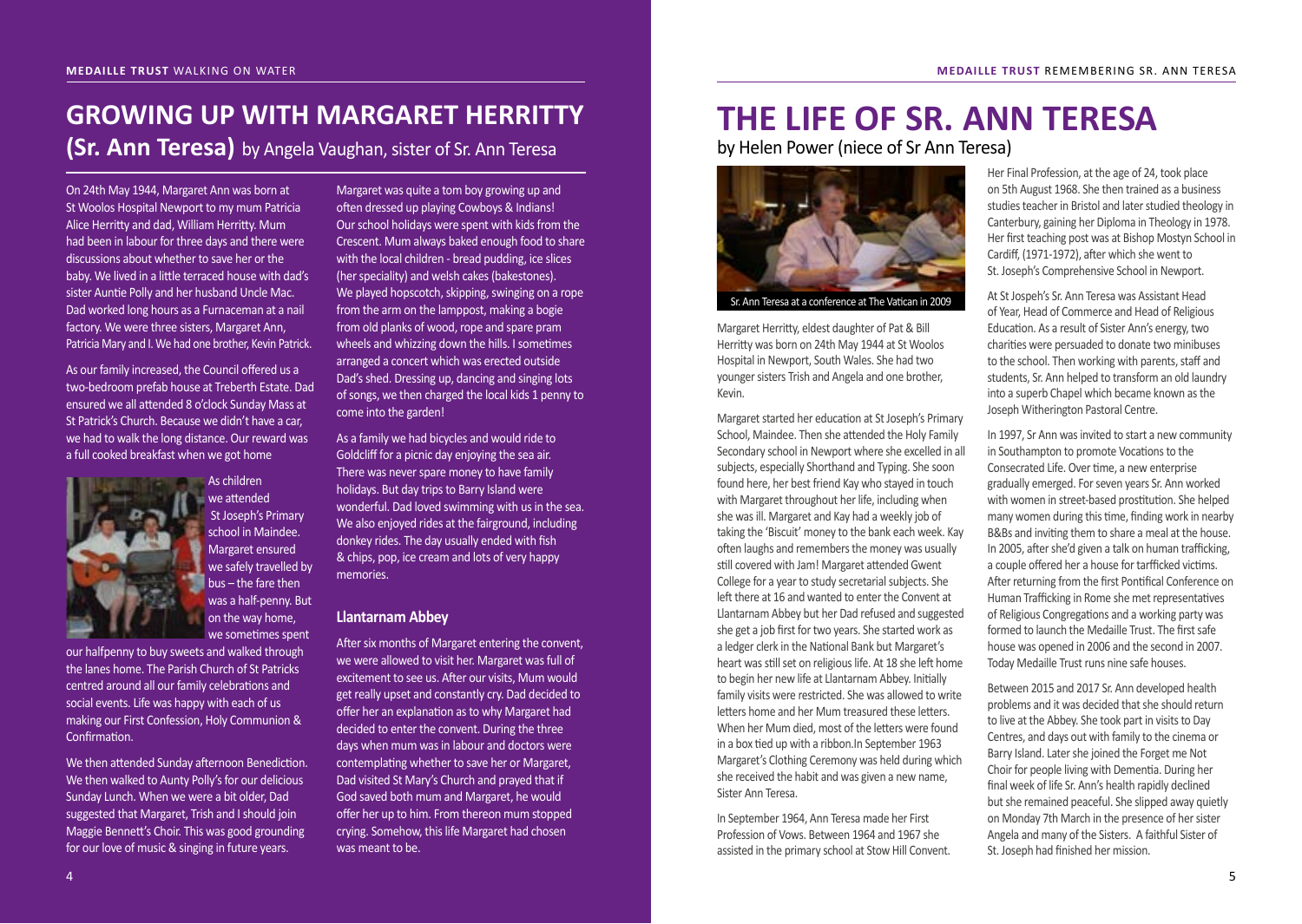## GROWING UP WITH MARGARET HERRITTY

**(Sr. Ann Teresa)** by Angela Vaughan, sister of Sr. Ann Teresa

On 24th May 1944, Margaret Ann was born at St Woolos Hospital Newport to my mum Patricia Alice Herritty and dad, William Herritty. Mum had been in labour for three days and there were discussions about whether to save her or the baby. We lived in a little terraced house with dad's sister Auntie Polly and her husband Uncle Mac. Dad worked long hours as a Furnaceman at a nail factory. We were three sisters, Margaret Ann, Patricia Mary and I. We had one brother, Kevin Patrick.

As our family increased, the Council offered us a two-bedroom prefab house at Treberth Estate. Dad ensured we all attended 8 o'clock Sunday Mass at St Patrick's Church. Because we didn't have a car, we had to walk the long distance. Our reward was a full cooked breakfast when we got home

As children we attended St Joseph's Primary school in Maindee. Margaret ensured we safely travelled by bus – the fare then was a half-penny. But on the way home, we sometimes spent our halfpenny to buy sweets and walked through the lanes home. The Parish Church of St Patricks centred around all our family celebrations and social events. Life was happy with each of us making our First Confession, Holy Communion & Confirmation.

We then attended Sunday afternoon Benediction. We then walked to Aunty Polly's for our delicious Sunday Lunch. When we were a bit older, Dad suggested that Margaret, Trish and I should join Maggie Bennett's Choir. This was good grounding for our love of music & singing in future years.

Margaret was quite a tom boy growing up and often dressed up playing Cowboys & Indians! Our school holidays were spent with kids from the Crescent. Mum always baked enough food to share with the local children - bread pudding, ice slices (her speciality) and welsh cakes (bakestones). We played hopscotch, skipping, swinging on a rope from the arm on the lamppost, making a bogie from old planks of wood, rope and spare pram wheels and whizzing down the hills. I sometimes arranged a concert which was erected outside Dad's shed. Dressing up, dancing and singing lots of songs, we then charged the local kids 1 penny to come into the garden!

As a family we had bicycles and would ride to Goldcliff for a picnic day enjoying the sea air. There was never spare money to have family holidays. But day trips to Barry Island were wonderful. Dad loved swimming with us in the sea. We also enjoyed rides at the fairground, including donkey rides. The day usually ended with fish & chips, pop, ice cream and lots of very happy memories.

### Llantarnam Abbey

After six months of Margaret entering the convent, we were allowed to visit her. Margaret was full of excitement to see us. After our visits, Mum would get really upset and constantly cry. Dad decided to offer her an explanation as to why Margaret had decided to enter the convent. During the three days when mum was in labour and doctors were contemplating whether to save her or Margaret, Dad visited St Mary's Church and prayed that if God saved both mum and Margaret, he would offer her up to him. From thereon mum stopped crying. Somehow, this life Margaret had chosen was meant to be.

# THE LIFE OF SR. ANN TERESA

by Helen Power (niece of Sr Ann Teresa)

Sr. Ann Teresa at a conference at The Vatican in 2009

Margaret Herritty, eldest daughter of Pat & Bill Herritty was born on 24th May 1944 at St Woolos Hospital in Newport, South Wales. She had two younger sisters Trish and Angela and one brother, Kevin.

Margaret started her education at St Joseph's Primary School, Maindee. Then she attended the Holy Family Secondary school in Newport where she excelled in all subjects, especially Shorthand and Typing. She soon found here, her best friend Kay who stayed in touch with Margaret throughout her life, including when she was ill. Margaret and Kay had a weekly job of taking the 'Biscuit' money to the bank each week. Kay often laughs and remembers the money was usually still covered with Jam! Margaret attended Gwent College for a year to study secretarial subjects. She left there at 16 and wanted to enter the Convent at Llantarnam Abbey but her Dad refused and suggested she get a job first for two years. She started work as a ledger clerk in the National Bank but Margaret's heart was still set on religious life. At 18 she left home to begin her new life at Llantarnam Abbey. Initially family visits were restricted. She was allowed to write letters home and her Mum treasured these letters. When her Mum died, most of the letters were found in a box tied up with a ribbon.In September 1963 Margaret's Clothing Ceremony was held during which she received the habit and was given a new name, Sister Ann Teresa.

In September 1964, Ann Teresa made her First Profession of Vows. Between 1964 and 1967 she assisted in the primary school at Stow Hill Convent.

Her Final Profession, at the age of 24, took place on 5th August 1968. She then trained as a business studies teacher in Bristol and later studied theology in Canterbury, gaining her Diploma in Theology in 1978. Her first teaching post was at Bishop Mostyn School in Cardiff, (1971-1972), after which she went to St. Joseph's Comprehensive School in Newport.

At St Jospeh's Sr. Ann Teresa was Assistant Head of Year, Head of Commerce and Head of Religious Education. As a result of Sister Ann's energy, two charities were persuaded to donate two minibuses to the school. Then working with parents, staff and students, Sr. Ann helped to transform an old laundry into a superb Chapel which became known as the Joseph Witherington Pastoral Centre.

In 1997, Sr Ann was invited to start a new community in Southampton to promote Vocations to the Consecrated Life. Over time, a new enterprise gradually emerged. For seven years Sr. Ann worked with women in street-based prostitution. She helped many women during this time, finding work in nearby B&Bs and inviting them to share a meal at the house. In 2005, after she'd given a talk on human trafficking, a couple offered her a house for tarfficked victims. After returning from the first Pontifical Conference on Human Trafficking in Rome she met representatives of Religious Congregations and a working party was formed to launch the Medaille Trust. The first safe house was opened in 2006 and the second in 2007. Today Medaille Trust runs nine safe houses.

Between 2015 and 2017 Sr. Ann developed health problems and it was decided that she should return to live at the Abbey. She took part in visits to Day Centres, and days out with family to the cinema or Barry Island. Later she joined the Forget me Not Choir for people living with Dementia. During her final week of life Sr. Ann's health rapidly declined but she remained peaceful. She slipped away quietly on Monday 7th March in the presence of her sister Angela and many of the Sisters. A faithful Sister of St. Joseph had finished her mission.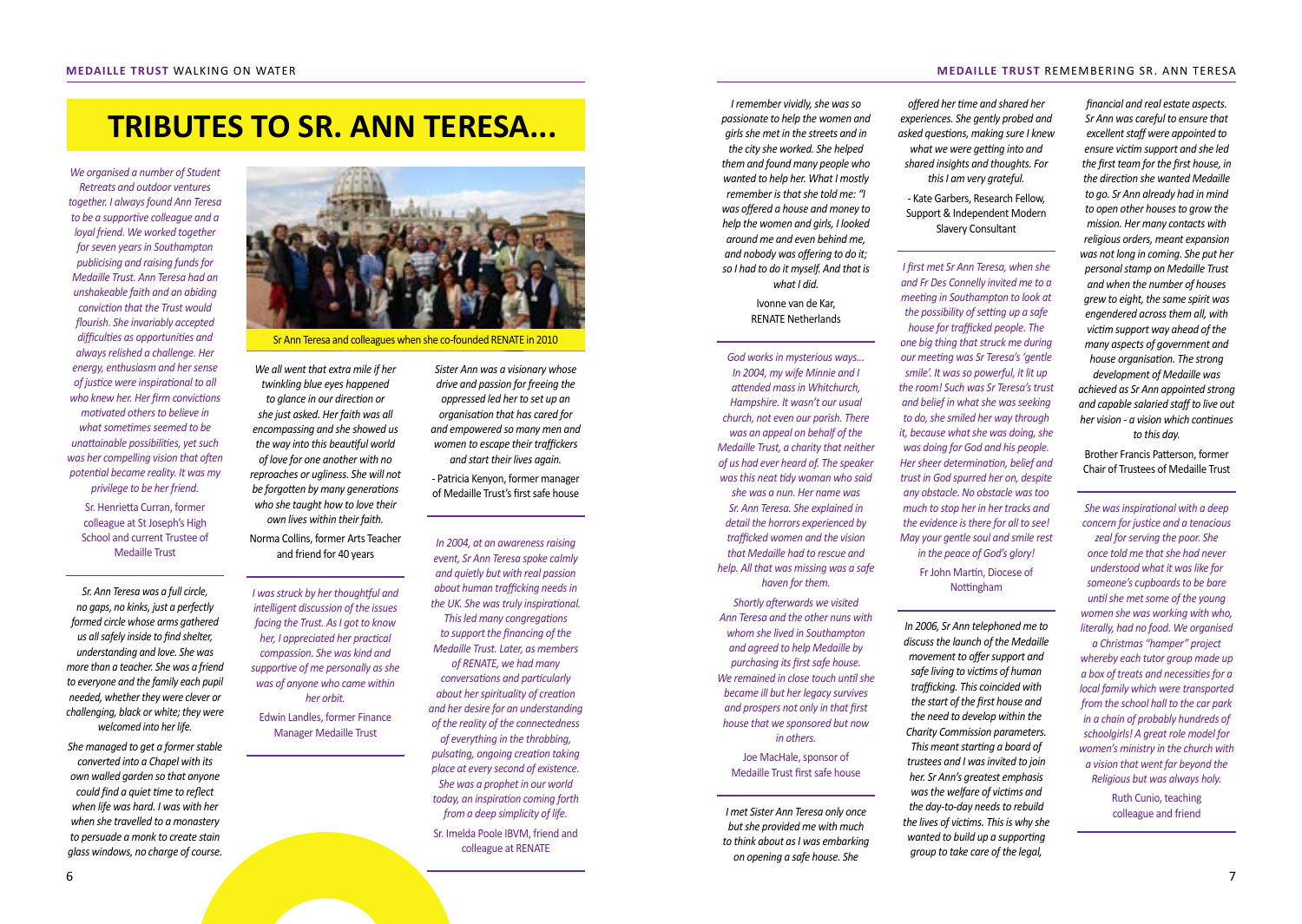# TRIBUTES TO SR. ANN TERESA...

*We organised a number of Student Retreats and outdoor ventures together. I always found Ann Teresa to be a supportive colleague and a loyal friend. We worked together for seven years in Southampton publicising and raising funds for Medaille Trust. Ann Teresa had an unshakeable faith and an abiding conviction that the Trust would flourish. She invariably accepted difficulties as opportunities and always relished a challenge. Her energy, enthusiasm and her sense of justice were inspirational to all who knew her. Her firm convictions motivated others to believe in what sometimes seemed to be unattainable possibilities, yet such was her compelling vision that often potential became reality. It was my privilege to be her friend.*

Sr. Henrietta Curran, former colleague at St Joseph's High School and current Trustee of Medaille Trust

---

*Sr. Ann Teresa was a full circle, no gaps, no kinks, just a perfectly formed circle whose arms gathered us all safely inside to find shelter, understanding and love. She was more than a teacher. She was a friend to everyone and the family each pupil needed, whether they were clever or challenging, black or white; they were welcomed into her life.*

*She managed to get a former stable converted into a Chapel with its own walled garden so that anyone could find a quiet time to reflect when life was hard. I was with her when she travelled to a monastery to persuade a monk to create stain glass windows, no charge of course.*

Sr Ann Teresa and colleagues when she co-founded RENATE in 2010

*We all went that extra mile if her twinkling blue eyes happened to glance in our direction or she just asked. Her faith was all encompassing and she showed us the way into this beautiful world of love for one another with no reproaches or ugliness. She will not be forgotten by many generations who she taught how to love their own lives within their faith.*

Norma Collins, former Arts Teacher and friend for 40 years

---

*I was struck by her thoughtful and intelligent discussion of the issues facing the Trust. As I got to know her, I appreciated her practical compassion. She was kind and supportive of me personally as she was of anyone who came within her orbit.*

Edwin Landles, former Finance Manager Medaille Trust

---

*Sister Ann was a visionary whose drive and passion for freeing the oppressed led her to set up an organisation that has cared for and empowered so many men and women to escape their traffickers and start their lives again.*

- Patricia Kenyon, former manager of Medaille Trust's first safe house

---

*In 2004, at an awareness raising event, Sr Ann Teresa spoke calmly and quietly but with real passion about human trafficking needs in the UK. She was truly inspirational. This led many congregations to support the financing of the Medaille Trust. Later, as members of RENATE, we had many conversations and particularly about her spirituality of creation and her desire for an understanding of the reality of the connectedness of everything in the throbbing, pulsating, ongoing creation taking place at every second of existence. She was a prophet in our world today, an inspiration coming forth from a deep simplicity of life.*

Sr. Imelda Poole IBVM, friend and colleague at RENATE

---

*I remember vividly, she was so passionate to help the women and girls she met in the streets and in the city she worked. She helped them and found many people who wanted to help her. What I mostly remember is that she told me: "I was offered a house and money to help the women and girls, I looked around me and even behind me, and nobody was offering to do it; so I had to do it myself. And that is what I did.*

Ivonne van de Kar, RENATE Netherlands

---

*God works in mysterious ways... In 2004, my wife Minnie and I attended mass in Whitchurch, Hampshire. It wasn't our usual church, not even our parish. There was an appeal on behalf of the Medaille Trust, a charity that neither of us had ever heard of. The speaker was this neat tidy woman who said she was a nun. Her name was Sr. Ann Teresa. She explained in detail the horrors experienced by trafficked women and the vision that Medaille had to rescue and help. All that was missing was a safe haven for them.*

*Shortly afterwards we visited Ann Teresa and the other nuns with whom she lived in Southampton and agreed to help Medaille by purchasing its first safe house. We remained in close touch until she became ill but her legacy survives and prospers not only in that first house that we sponsored but now in others.*

Joe MacHale, sponsor of Medaille Trust first safe house

---

*I met Sister Ann Teresa only once but she provided me with much to think about as I was embarking on opening a safe house. She offered her time and shared her experiences. She gently probed and asked questions, making sure I knew what we were getting into and shared insights and thoughts. For this I am very grateful.*

- Kate Garbers, Research Fellow, Support & Independent Modern Slavery Consultant

---

*I first met Sr Ann Teresa, when she and Fr Des Connelly invited me to a meeting in Southampton to look at the possibility of setting up a safe house for trafficked people. The one big thing that struck me during our meeting was Sr Teresa's 'gentle smile'. It was so powerful, it lit up the room! Such was Sr Teresa's trust and belief in what she was seeking to do, she smiled her way through it, because what she was doing, she was doing for God and his people. Her sheer determination, belief and trust in God spurred her on, despite any obstacle. No obstacle was too much to stop her in her tracks and the evidence is there for all to see! May your gentle soul and smile rest in the peace of God's glory!*

Fr John Martin, Diocese of Nottingham

---

*In 2006, Sr Ann telephoned me to discuss the launch of the Medaille movement to offer support and safe living to victims of human trafficking. This coincided with the start of the first house and the need to develop within the Charity Commission parameters. This meant starting a board of trustees and I was invited to join her. Sr Ann's greatest emphasis was the welfare of victims and the day-to-day needs to rebuild the lives of victims. This is why she wanted to build up a supporting group to take care of the legal, financial and real estate aspects. Sr Ann was careful to ensure that excellent staff were appointed to ensure victim support and she led the first team for the first house, in the direction she wanted Medaille to go. Sr Ann already had in mind to open other houses to grow the mission. Her many contacts with religious orders, meant expansion was not long in coming. She put her personal stamp on Medaille Trust and when the number of houses grew to eight, the same spirit was engendered across them all, with victim support way ahead of the many aspects of government and house organisation. The strong development of Medaille was achieved as Sr Ann appointed strong and capable salaried staff to live out her vision - a vision which continues to this day.*

Brother Francis Patterson, former Chair of Trustees of Medaille Trust

---

*She was inspirational with a deep concern for justice and a tenacious zeal for serving the poor. She once told me that she had never understood what it was like for someone's cupboards to be bare until she met some of the young women she was working with who, literally, had no food. We organised a Christmas "hamper" project whereby each tutor group made up a box of treats and necessities for a local family which were transported from the school hall to the car park in a chain of probably hundreds of schoolgirls! A great role model for women's ministry in the church with a vision that went far beyond the Religious but was always holy.*

Ruth Cunio, teaching colleague and friend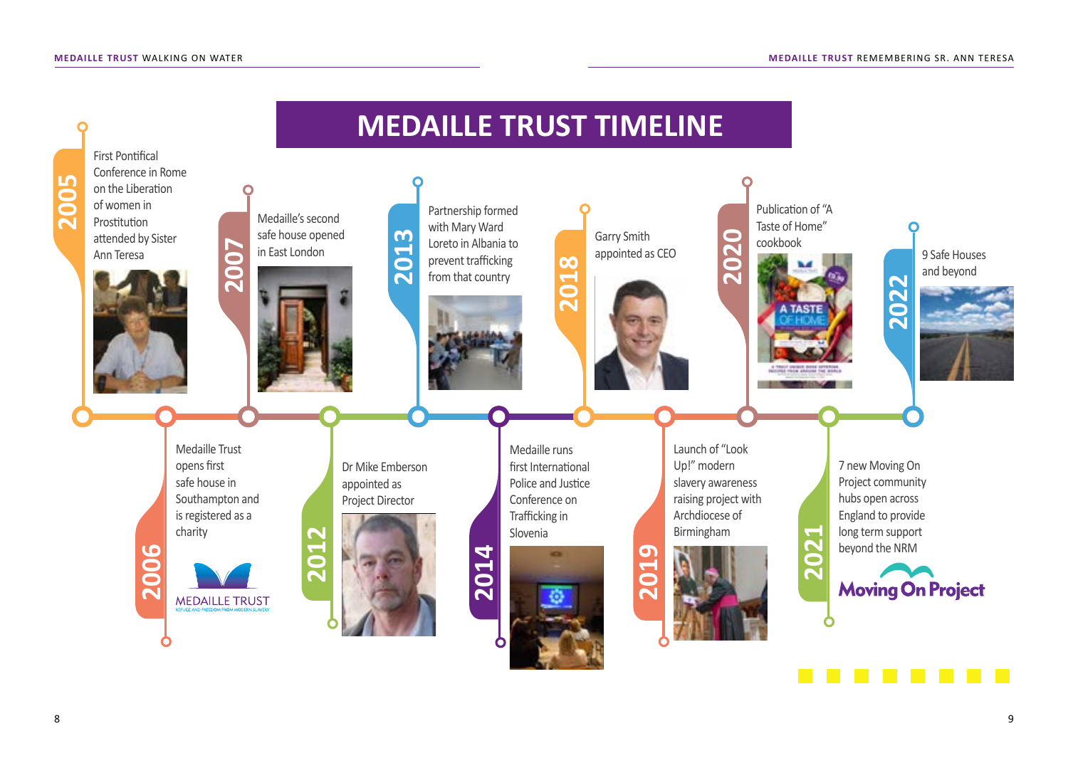# MEDAILLE TRUST TIMELINE

**2005** – First Pontifical Conference in Rome on the Liberation of women in Prostitution attended by Sister Ann Teresa

**2006** – Medaille Trust opens first safe house in Southampton and is registered as a charity

MEDAILLE TRUST
REFUGE AND FREEDOM FROM MODERN SLAVERY

**2007** – Medaille's second safe house opened in East London

**2012** – Dr Mike Emberson appointed as Project Director

**2013** – Partnership formed with Mary Ward Loreto in Albania to prevent trafficking from that country

**2014** – Medaille runs first International Police and Justice Conference on Trafficking in Slovenia

**2018** – Garry Smith appointed as CEO

**2019** – Launch of "Look Up!" modern slavery awareness raising project with Archdiocese of Birmingham

**2020** – Publication of "A Taste of Home" cookbook

**2021** – 7 new Moving On Project community hubs open across England to provide long term support beyond the NRM

Moving On Project

**2022** – 9 Safe Houses and beyond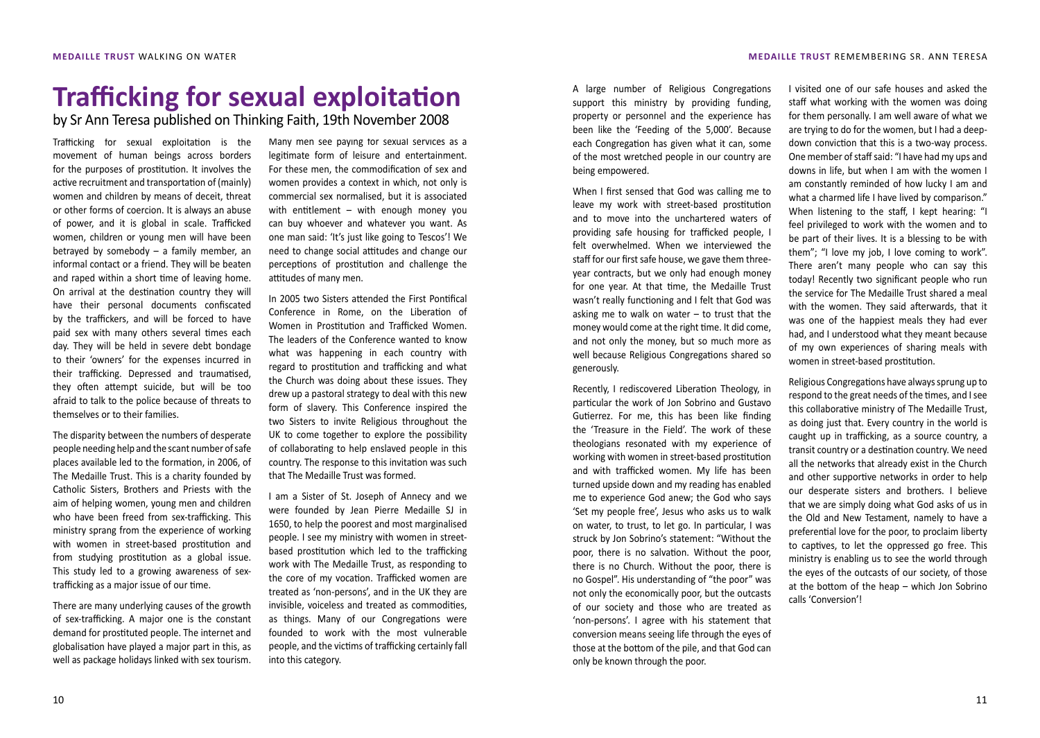# Trafficking for sexual exploitation

by Sr Ann Teresa published on Thinking Faith, 19th November 2008

Trafficking for sexual exploitation is the movement of human beings across borders for the purposes of prostitution. It involves the active recruitment and transportation of (mainly) women and children by means of deceit, threat or other forms of coercion. It is always an abuse of power, and it is global in scale. Trafficked women, children or young men will have been betrayed by somebody – a family member, an informal contact or a friend. They will be beaten and raped within a short time of leaving home. On arrival at the destination country they will have their personal documents confiscated by the traffickers, and will be forced to have paid sex with many others several times each day. They will be held in severe debt bondage to their 'owners' for the expenses incurred in their trafficking. Depressed and traumatised, they often attempt suicide, but will be too afraid to talk to the police because of threats to themselves or to their families.

The disparity between the numbers of desperate people needing help and the scant number of safe places available led to the formation, in 2006, of The Medaille Trust. This is a charity founded by Catholic Sisters, Brothers and Priests with the aim of helping women, young men and children who have been freed from sex-trafficking. This ministry sprang from the experience of working with women in street-based prostitution and from studying prostitution as a global issue. This study led to a growing awareness of sex-trafficking as a major issue of our time.

There are many underlying causes of the growth of sex-trafficking. A major one is the constant demand for prostituted people. The internet and globalisation have played a major part in this, as well as package holidays linked with sex tourism. Many men see paying for sexual services as a legitimate form of leisure and entertainment. For these men, the commodification of sex and women provides a context in which, not only is commercial sex normalised, but it is associated with entitlement – with enough money you can buy whoever and whatever you want. As one man said: 'It's just like going to Tescos'! We need to change social attitudes and change our perceptions of prostitution and challenge the attitudes of many men.

In 2005 two Sisters attended the First Pontifical Conference in Rome, on the Liberation of Women in Prostitution and Trafficked Women. The leaders of the Conference wanted to know what was happening in each country with regard to prostitution and trafficking and what the Church was doing about these issues. They drew up a pastoral strategy to deal with this new form of slavery. This Conference inspired the two Sisters to invite Religious throughout the UK to come together to explore the possibility of collaborating to help enslaved people in this country. The response to this invitation was such that The Medaille Trust was formed.

I am a Sister of St. Joseph of Annecy and we were founded by Jean Pierre Medaille SJ in 1650, to help the poorest and most marginalised people. I see my ministry with women in street-based prostitution which led to the trafficking work with The Medaille Trust, as responding to the core of my vocation. Trafficked women are treated as 'non-persons', and in the UK they are invisible, voiceless and treated as commodities, as things. Many of our Congregations were founded to work with the most vulnerable people, and the victims of trafficking certainly fall into this category.

A large number of Religious Congregations support this ministry by providing funding, property or personnel and the experience has been like the 'Feeding of the 5,000'. Because each Congregation has given what it can, some of the most wretched people in our country are being empowered.

When I first sensed that God was calling me to leave my work with street-based prostitution and to move into the unchartered waters of providing safe housing for trafficked people, I felt overwhelmed. When we interviewed the staff for our first safe house, we gave them three-year contracts, but we only had enough money for one year. At that time, the Medaille Trust wasn't really functioning and I felt that God was asking me to walk on water – to trust that the money would come at the right time. It did come, and not only the money, but so much more as well because Religious Congregations shared so generously.

Recently, I rediscovered Liberation Theology, in particular the work of Jon Sobrino and Gustavo Gutierrez. For me, this has been like finding the 'Treasure in the Field'. The work of these theologians resonated with my experience of working with women in street-based prostitution and with trafficked women. My life has been turned upside down and my reading has enabled me to experience God anew; the God who says 'Set my people free', Jesus who asks us to walk on water, to trust, to let go. In particular, I was struck by Jon Sobrino's statement: "Without the poor, there is no salvation. Without the poor, there is no Church. Without the poor, there is no Gospel". His understanding of "the poor" was not only the economically poor, but the outcasts of our society and those who are treated as 'non-persons'. I agree with his statement that conversion means seeing life through the eyes of those at the bottom of the pile, and that God can only be known through the poor.

I visited one of our safe houses and asked the staff what working with the women was doing for them personally. I am well aware of what we are trying to do for the women, but I had a deep-down conviction that this is a two-way process. One member of staff said: "I have had my ups and downs in life, but when I am with the women I am constantly reminded of how lucky I am and what a charmed life I have lived by comparison." When listening to the staff, I kept hearing: "I feel privileged to work with the women and to be part of their lives. It is a blessing to be with them"; "I love my job, I love coming to work". There aren't many people who can say this today! Recently two significant people who run the service for The Medaille Trust shared a meal with the women. They said afterwards, that it was one of the happiest meals they had ever had, and I understood what they meant because of my own experiences of sharing meals with women in street-based prostitution.

Religious Congregations have always sprung up to respond to the great needs of the times, and I see this collaborative ministry of The Medaille Trust, as doing just that. Every country in the world is caught up in trafficking, as a source country, a transit country or a destination country. We need all the networks that already exist in the Church and other supportive networks in order to help our desperate sisters and brothers. I believe that we are simply doing what God asks of us in the Old and New Testament, namely to have a preferential love for the poor, to proclaim liberty to captives, to let the oppressed go free. This ministry is enabling us to see the world through the eyes of the outcasts of our society, of those at the bottom of the heap – which Jon Sobrino calls 'Conversion'!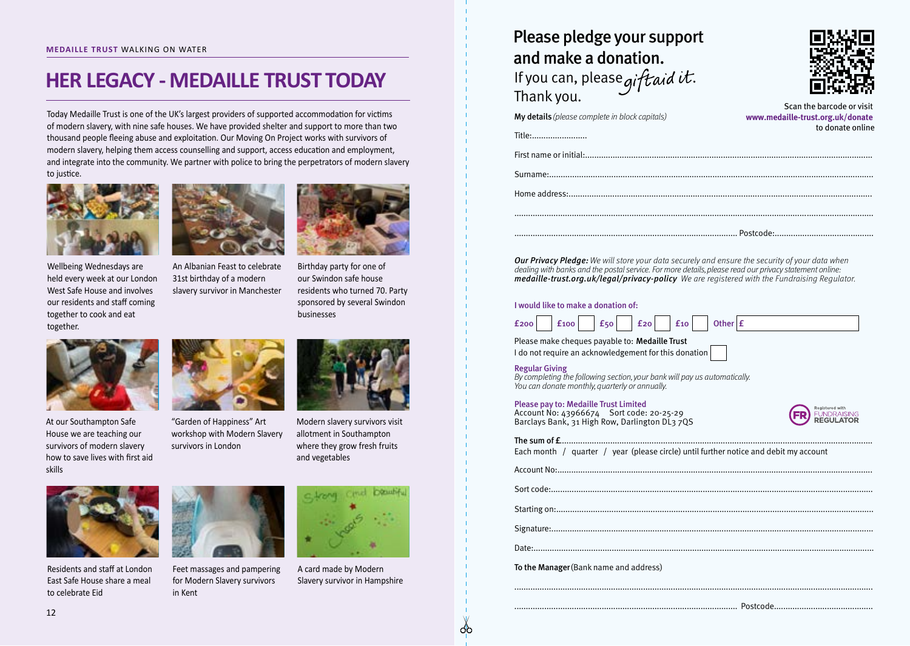# HER LEGACY - MEDAILLE TRUST TODAY

Today Medaille Trust is one of the UK's largest providers of supported accommodation for victims of modern slavery, with nine safe houses. We have provided shelter and support to more than two thousand people fleeing abuse and exploitation. Our Moving On Project works with survivors of modern slavery, helping them access counselling and support, access education and employment, and integrate into the community. We partner with police to bring the perpetrators of modern slavery to justice.

Wellbeing Wednesdays are held every week at our London West Safe House and involves our residents and staff coming together to cook and eat together.

An Albanian Feast to celebrate 31st birthday of a modern slavery survivor in Manchester

Birthday party for one of our Swindon safe house residents who turned 70. Party sponsored by several Swindon businesses

At our Southampton Safe House we are teaching our survivors of modern slavery how to save lives with first aid skills

"Garden of Happiness" Art workshop with Modern Slavery survivors in London

Modern slavery survivors visit allotment in Southampton where they grow fresh fruits and vegetables

Residents and staff at London East Safe House share a meal to celebrate Eid

Feet massages and pampering for Modern Slavery survivors in Kent

A card made by Modern Slavery survivor in Hampshire

## Please pledge your support and make a donation.

If you can, please *gift aid it*. Thank you.

Scan the barcode or visit **www.medaille-trust.org.uk/donate** to donate online

**My details** *(please complete in block capitals)*

Title:........................

First name or initial:..............................................................................................................

Surname:...............................................................................................................................

Home address:.......................................................................................................................

.............................................................................................................................................

.................................................................................................. Postcode:...........................................

***Our Privacy Pledge:*** *We will store your data securely and ensure the security of your data when dealing with banks and the postal service. For more details, please read our privacy statement online:* ***medaille-trust.org.uk/legal/privacy-policy*** *We are registered with the Fundraising Regulator.*

**I would like to make a donation of:**

£200 ☐ £100 ☐ £50 ☐ £20 ☐ £10 ☐ Other £ ______

Please make cheques payable to: **Medaille Trust**

I do not require an acknowledgement for this donation ☐

**Regular Giving**

*By completing the following section, your bank will pay us automatically. You can donate monthly, quarterly or annually.*

**Please pay to: Medaille Trust Limited**
Account No: 43966674 Sort code: 20-25-29
Barclays Bank, 31 High Row, Darlington DL3 7QS

Registered with FUNDRAISING REGULATOR

**The sum of £**.......................................................................................................................
Each month / quarter / year (please circle) until further notice and debit my account

Account No:...........................................................................................................................

Sort code:..............................................................................................................................

Starting on:............................................................................................................................

Signature:..............................................................................................................................

Date:.....................................................................................................................................

**To the Manager** (Bank name and address)

.............................................................................................................................................

.................................................................................................. Postcode...........................................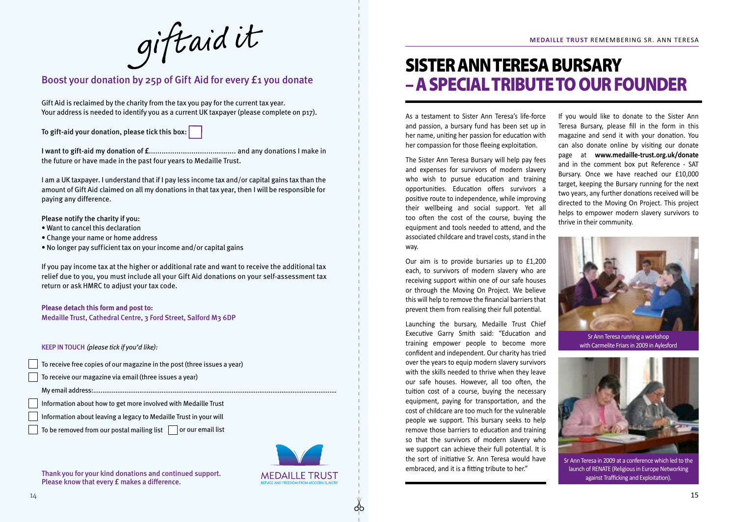giftaid it

## Boost your donation by 25p of Gift Aid for every £1 you donate

Gift Aid is reclaimed by the charity from the tax you pay for the current tax year. Your address is needed to identify you as a current UK taxpayer (please complete on p17).

To gift-aid your donation, please tick this box: ☐

I want to gift-aid my donation of £......................................... and any donations I make in the future or have made in the past four years to Medaille Trust.

I am a UK taxpayer. I understand that if I pay less income tax and/or capital gains tax than the amount of Gift Aid claimed on all my donations in that tax year, then I will be responsible for paying any difference.

Please notify the charity if you:

- Want to cancel this declaration
- Change your name or home address
- No longer pay sufficient tax on your income and/or capital gains

If you pay income tax at the higher or additional rate and want to receive the additional tax relief due to you, you must include all your Gift Aid donations on your self-assessment tax return or ask HMRC to adjust your tax code.

**Please detach this form and post to:**
Medaille Trust, Cathedral Centre, 3 Ford Street, Salford M3 6DP

KEEP IN TOUCH *(please tick if you'd like):*

☐ To receive free copies of our magazine in the post (three issues a year)

☐ To receive our magazine via email (three issues a year)

My email address:..................................................................................................................................

☐ Information about how to get more involved with Medaille Trust

☐ Information about leaving a legacy to Medaille Trust in your will

☐ To be removed from our postal mailing list ☐ or our email list

Thank you for your kind donations and continued support.
Please know that every £ makes a difference.

MEDAILLE TRUST
REFUGE AND FREEDOM FROM MODERN SLAVERY

# SISTER ANN TERESA BURSARY – A SPECIAL TRIBUTE TO OUR FOUNDER

As a testament to Sister Ann Teresa's life-force and passion, a bursary fund has been set up in her name, uniting her passion for education with her compassion for those fleeing exploitation.

The Sister Ann Teresa Bursary will help pay fees and expenses for survivors of modern slavery who wish to pursue education and training opportunities. Education offers survivors a positive route to independence, while improving their wellbeing and social support. Yet all too often the cost of the course, buying the equipment and tools needed to attend, and the associated childcare and travel costs, stand in the way.

Our aim is to provide bursaries up to £1,200 each, to survivors of modern slavery who are receiving support within one of our safe houses or through the Moving On Project. We believe this will help to remove the financial barriers that prevent them from realising their full potential.

Launching the bursary, Medaille Trust Chief Executive Garry Smith said: "Education and training empower people to become more confident and independent. Our charity has tried over the years to equip modern slavery survivors with the skills needed to thrive when they leave our safe houses. However, all too often, the tuition cost of a course, buying the necessary equipment, paying for transportation, and the cost of childcare are too much for the vulnerable people we support. This bursary seeks to help remove those barriers to education and training so that the survivors of modern slavery who we support can achieve their full potential. It is the sort of initiative Sr. Ann Teresa would have embraced, and it is a fitting tribute to her."

If you would like to donate to the Sister Ann Teresa Bursary, please fill in the form in this magazine and send it with your donation. You can also donate online by visiting our donate page at **www.medaille-trust.org.uk/donate** and in the comment box put Reference - SAT Bursary. Once we have reached our £10,000 target, keeping the Bursary running for the next two years, any further donations received will be directed to the Moving On Project. This project helps to empower modern slavery survivors to thrive in their community.

Sr Ann Teresa running a workshop with Carmelite Friars in 2009 in Aylesford

Sr Ann Teresa in 2009 at a conference which led to the launch of RENATE (Religious in Europe Networking against Trafficking and Exploitation).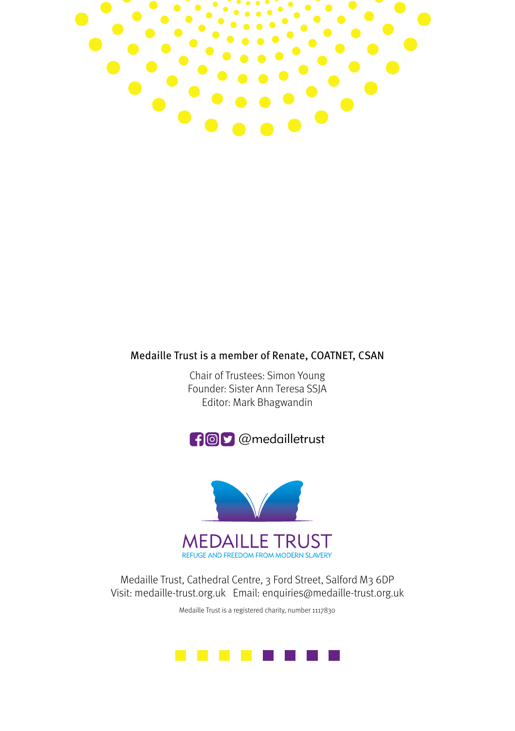Medaille Trust is a member of Renate, COATNET, CSAN

Chair of Trustees: Simon Young
Founder: Sister Ann Teresa SSJA
Editor: Mark Bhagwandin

@medailletrust

MEDAILLE TRUST
REFUGE AND FREEDOM FROM MODERN SLAVERY

Medaille Trust, Cathedral Centre, 3 Ford Street, Salford M3 6DP
Visit: medaille-trust.org.uk Email: enquiries@medaille-trust.org.uk

Medaille Trust is a registered charity, number 1117830